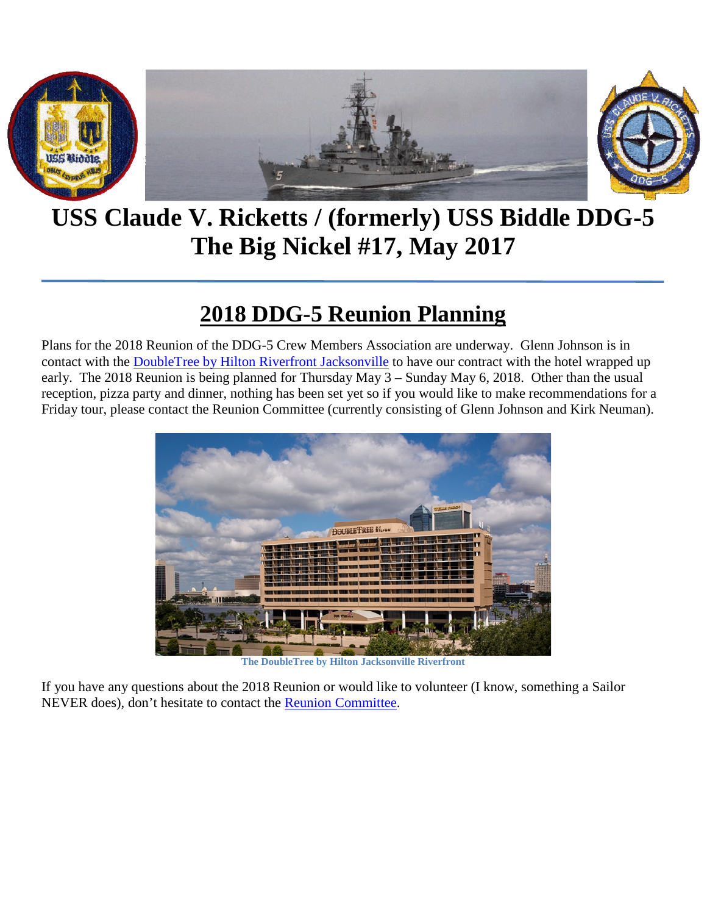# USS Claude V. Ricketts / (formerly) USS Biddle DDG-5
# The Big Nickel #17, May 2017

## 2018 DDG-5 Reunion Planning

Plans for the 2018 Reunion of the DDG-5 Crew Members Association are underway. Glenn Johnson is in contact with the DoubleTree by Hilton Riverfront Jacksonville to have our contract with the hotel wrapped up early. The 2018 Reunion is being planned for Thursday May 3 – Sunday May 6, 2018. Other than the usual reception, pizza party and dinner, nothing has been set yet so if you would like to make recommendations for a Friday tour, please contact the Reunion Committee (currently consisting of Glenn Johnson and Kirk Neuman).

**The DoubleTree by Hilton Jacksonville Riverfront**

If you have any questions about the 2018 Reunion or would like to volunteer (I know, something a Sailor NEVER does), don't hesitate to contact the Reunion Committee.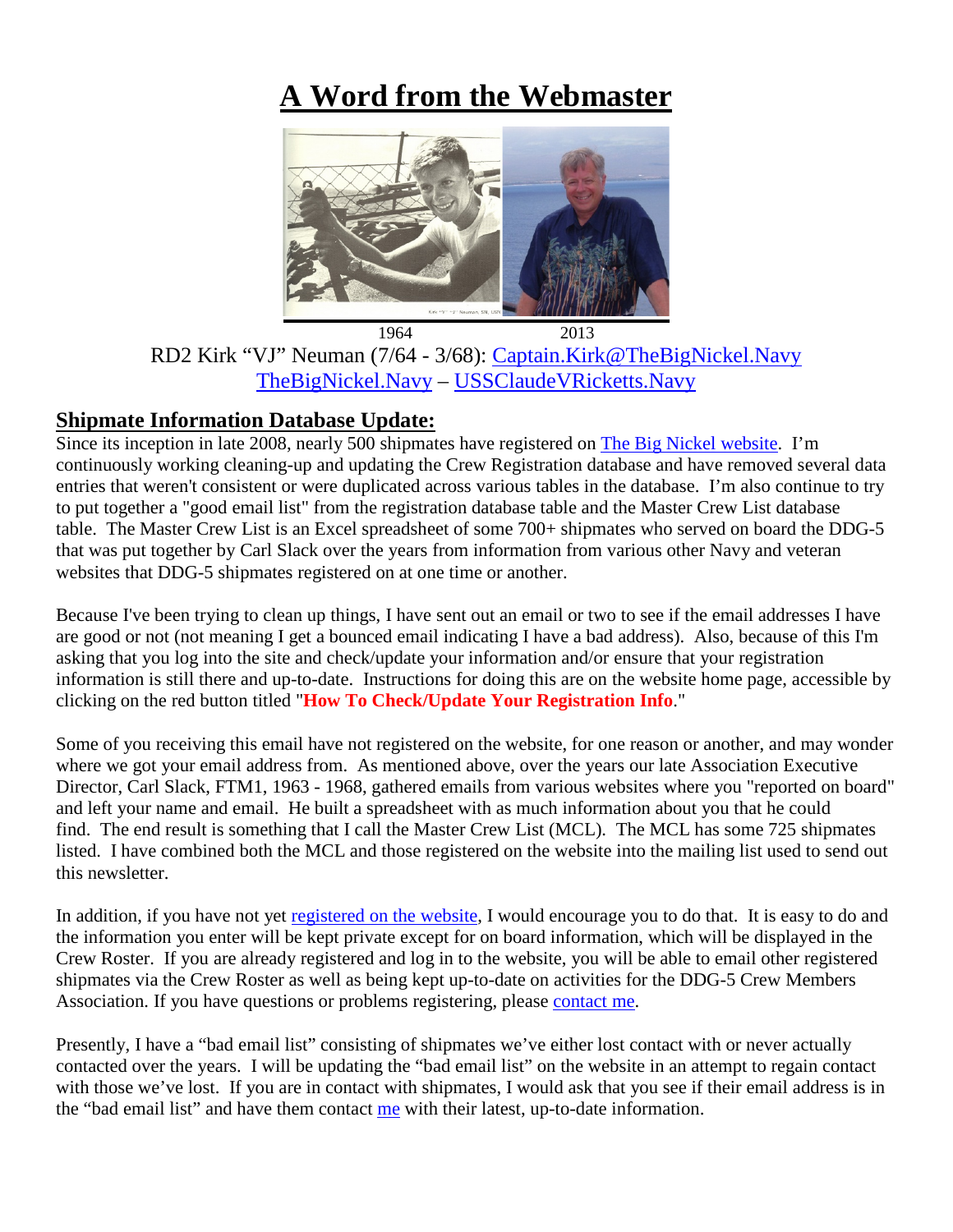# A Word from the Webmaster

1964 2013

RD2 Kirk "VJ" Neuman (7/64 - 3/68): Captain.Kirk@TheBigNickel.Navy
TheBigNickel.Navy – USSClaudeVRicketts.Navy

## Shipmate Information Database Update:

Since its inception in late 2008, nearly 500 shipmates have registered on The Big Nickel website. I'm continuously working cleaning-up and updating the Crew Registration database and have removed several data entries that weren't consistent or were duplicated across various tables in the database. I'm also continue to try to put together a "good email list" from the registration database table and the Master Crew List database table. The Master Crew List is an Excel spreadsheet of some 700+ shipmates who served on board the DDG-5 that was put together by Carl Slack over the years from information from various other Navy and veteran websites that DDG-5 shipmates registered on at one time or another.

Because I've been trying to clean up things, I have sent out an email or two to see if the email addresses I have are good or not (not meaning I get a bounced email indicating I have a bad address). Also, because of this I'm asking that you log into the site and check/update your information and/or ensure that your registration information is still there and up-to-date. Instructions for doing this are on the website home page, accessible by clicking on the red button titled "**How To Check/Update Your Registration Info**."

Some of you receiving this email have not registered on the website, for one reason or another, and may wonder where we got your email address from. As mentioned above, over the years our late Association Executive Director, Carl Slack, FTM1, 1963 - 1968, gathered emails from various websites where you "reported on board" and left your name and email. He built a spreadsheet with as much information about you that he could find. The end result is something that I call the Master Crew List (MCL). The MCL has some 725 shipmates listed. I have combined both the MCL and those registered on the website into the mailing list used to send out this newsletter.

In addition, if you have not yet registered on the website, I would encourage you to do that. It is easy to do and the information you enter will be kept private except for on board information, which will be displayed in the Crew Roster. If you are already registered and log in to the website, you will be able to email other registered shipmates via the Crew Roster as well as being kept up-to-date on activities for the DDG-5 Crew Members Association. If you have questions or problems registering, please contact me.

Presently, I have a "bad email list" consisting of shipmates we've either lost contact with or never actually contacted over the years. I will be updating the "bad email list" on the website in an attempt to regain contact with those we've lost. If you are in contact with shipmates, I would ask that you see if their email address is in the "bad email list" and have them contact me with their latest, up-to-date information.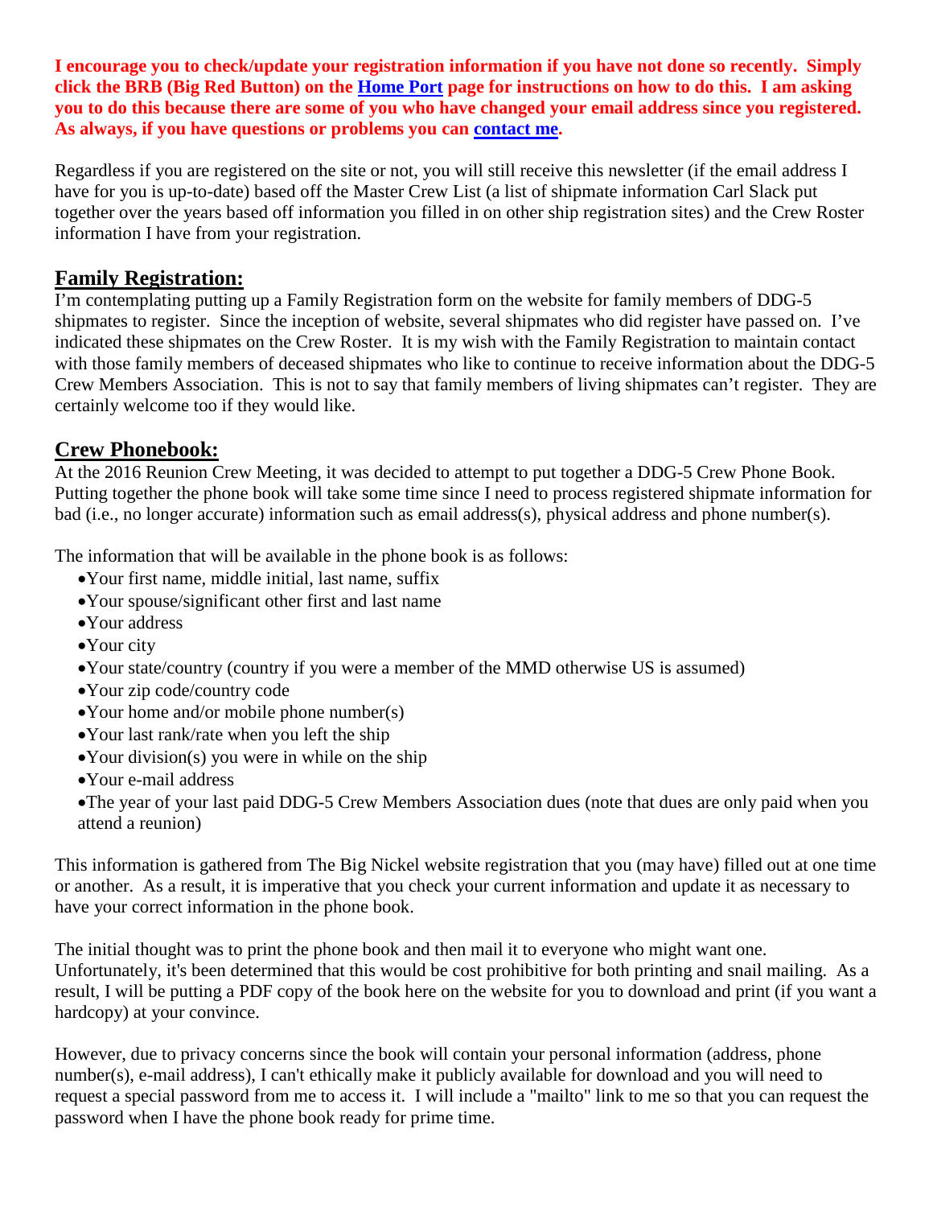**I encourage you to check/update your registration information if you have not done so recently. Simply click the BRB (Big Red Button) on the [Home Port](#) page for instructions on how to do this. I am asking you to do this because there are some of you who have changed your email address since you registered. As always, if you have questions or problems you can [contact me](#).**

Regardless if you are registered on the site or not, you will still receive this newsletter (if the email address I have for you is up-to-date) based off the Master Crew List (a list of shipmate information Carl Slack put together over the years based off information you filled in on other ship registration sites) and the Crew Roster information I have from your registration.

## Family Registration:

I'm contemplating putting up a Family Registration form on the website for family members of DDG-5 shipmates to register. Since the inception of website, several shipmates who did register have passed on. I've indicated these shipmates on the Crew Roster. It is my wish with the Family Registration to maintain contact with those family members of deceased shipmates who like to continue to receive information about the DDG-5 Crew Members Association. This is not to say that family members of living shipmates can't register. They are certainly welcome too if they would like.

## Crew Phonebook:

At the 2016 Reunion Crew Meeting, it was decided to attempt to put together a DDG-5 Crew Phone Book. Putting together the phone book will take some time since I need to process registered shipmate information for bad (i.e., no longer accurate) information such as email address(s), physical address and phone number(s).

The information that will be available in the phone book is as follows:

- Your first name, middle initial, last name, suffix
- Your spouse/significant other first and last name
- Your address
- Your city
- Your state/country (country if you were a member of the MMD otherwise US is assumed)
- Your zip code/country code
- Your home and/or mobile phone number(s)
- Your last rank/rate when you left the ship
- Your division(s) you were in while on the ship
- Your e-mail address
- The year of your last paid DDG-5 Crew Members Association dues (note that dues are only paid when you attend a reunion)

This information is gathered from The Big Nickel website registration that you (may have) filled out at one time or another. As a result, it is imperative that you check your current information and update it as necessary to have your correct information in the phone book.

The initial thought was to print the phone book and then mail it to everyone who might want one. Unfortunately, it's been determined that this would be cost prohibitive for both printing and snail mailing. As a result, I will be putting a PDF copy of the book here on the website for you to download and print (if you want a hardcopy) at your convince.

However, due to privacy concerns since the book will contain your personal information (address, phone number(s), e-mail address), I can't ethically make it publicly available for download and you will need to request a special password from me to access it. I will include a "mailto" link to me so that you can request the password when I have the phone book ready for prime time.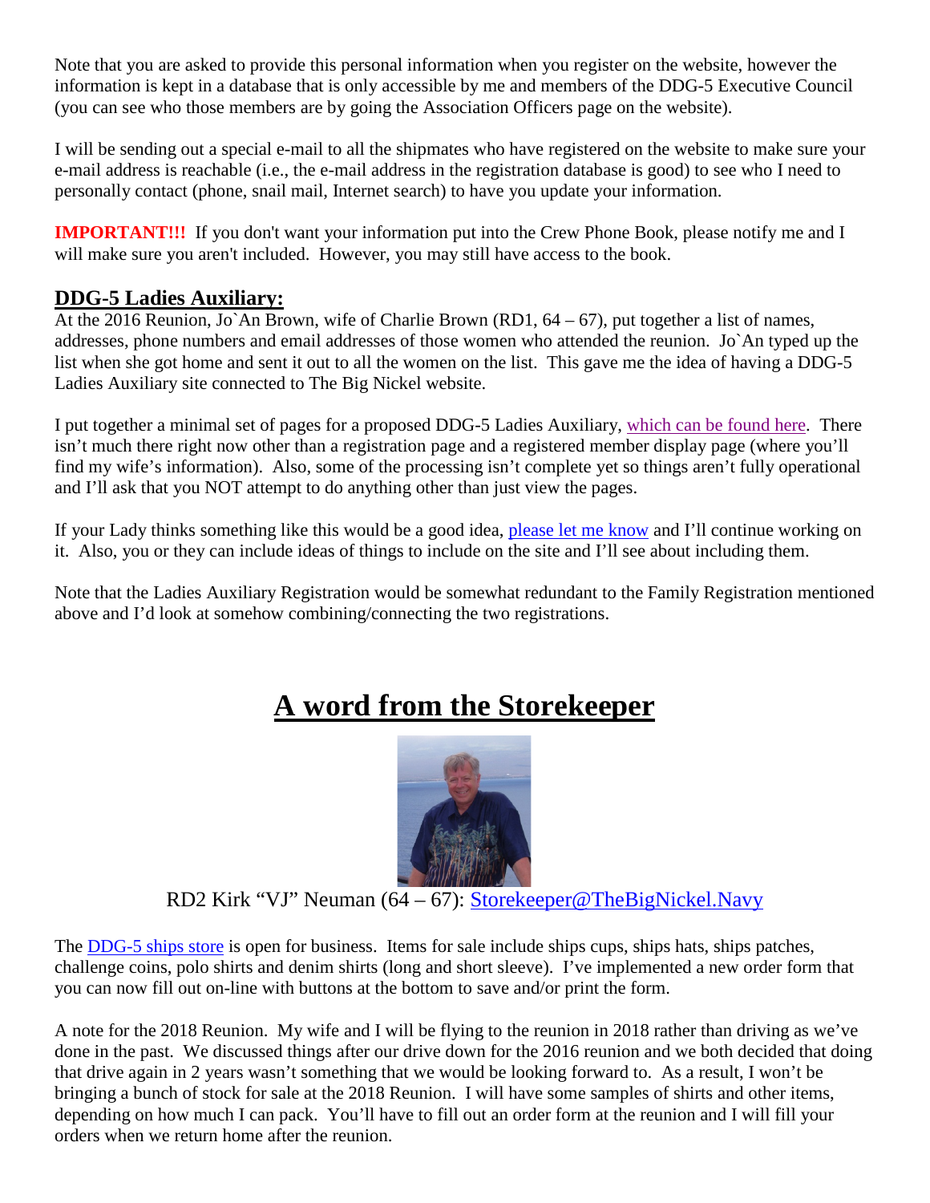Note that you are asked to provide this personal information when you register on the website, however the information is kept in a database that is only accessible by me and members of the DDG-5 Executive Council (you can see who those members are by going the Association Officers page on the website).

I will be sending out a special e-mail to all the shipmates who have registered on the website to make sure your e-mail address is reachable (i.e., the e-mail address in the registration database is good) to see who I need to personally contact (phone, snail mail, Internet search) to have you update your information.

**IMPORTANT!!!** If you don't want your information put into the Crew Phone Book, please notify me and I will make sure you aren't included. However, you may still have access to the book.

## DDG-5 Ladies Auxiliary:

At the 2016 Reunion, Jo`An Brown, wife of Charlie Brown (RD1, 64 – 67), put together a list of names, addresses, phone numbers and email addresses of those women who attended the reunion. Jo`An typed up the list when she got home and sent it out to all the women on the list. This gave me the idea of having a DDG-5 Ladies Auxiliary site connected to The Big Nickel website.

I put together a minimal set of pages for a proposed DDG-5 Ladies Auxiliary, which can be found here. There isn't much there right now other than a registration page and a registered member display page (where you'll find my wife's information). Also, some of the processing isn't complete yet so things aren't fully operational and I'll ask that you NOT attempt to do anything other than just view the pages.

If your Lady thinks something like this would be a good idea, please let me know and I'll continue working on it. Also, you or they can include ideas of things to include on the site and I'll see about including them.

Note that the Ladies Auxiliary Registration would be somewhat redundant to the Family Registration mentioned above and I'd look at somehow combining/connecting the two registrations.

# A word from the Storekeeper

RD2 Kirk "VJ" Neuman (64 – 67): Storekeeper@TheBigNickel.Navy

The DDG-5 ships store is open for business. Items for sale include ships cups, ships hats, ships patches, challenge coins, polo shirts and denim shirts (long and short sleeve). I've implemented a new order form that you can now fill out on-line with buttons at the bottom to save and/or print the form.

A note for the 2018 Reunion. My wife and I will be flying to the reunion in 2018 rather than driving as we've done in the past. We discussed things after our drive down for the 2016 reunion and we both decided that doing that drive again in 2 years wasn't something that we would be looking forward to. As a result, I won't be bringing a bunch of stock for sale at the 2018 Reunion. I will have some samples of shirts and other items, depending on how much I can pack. You'll have to fill out an order form at the reunion and I will fill your orders when we return home after the reunion.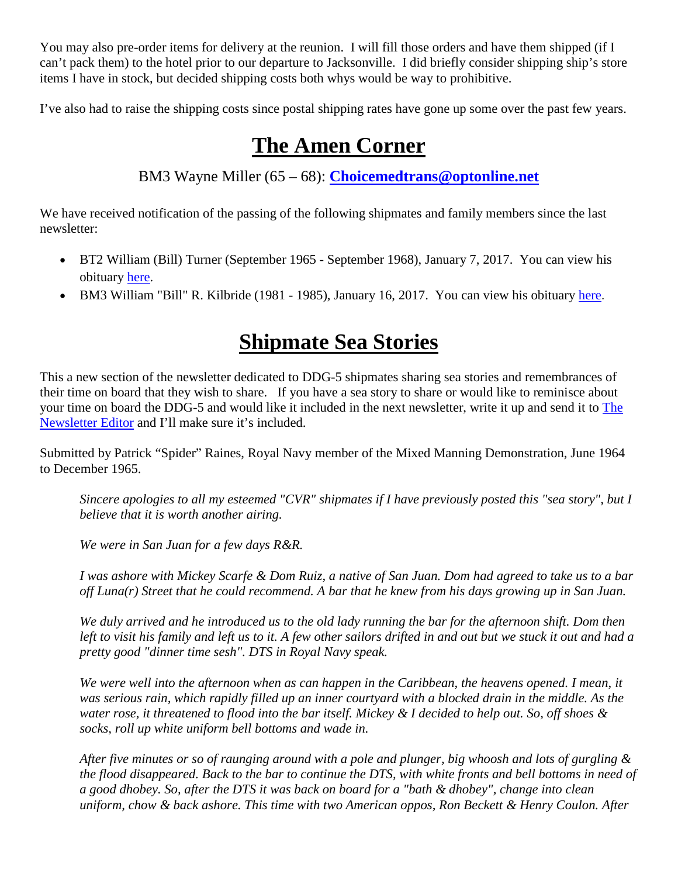You may also pre-order items for delivery at the reunion. I will fill those orders and have them shipped (if I can't pack them) to the hotel prior to our departure to Jacksonville. I did briefly consider shipping ship's store items I have in stock, but decided shipping costs both whys would be way to prohibitive.

I've also had to raise the shipping costs since postal shipping rates have gone up some over the past few years.

# The Amen Corner

BM3 Wayne Miller (65 – 68): **Choicemedtrans@optonline.net**

We have received notification of the passing of the following shipmates and family members since the last newsletter:

- BT2 William (Bill) Turner (September 1965 - September 1968), January 7, 2017. You can view his obituary here.
- BM3 William "Bill" R. Kilbride (1981 - 1985), January 16, 2017. You can view his obituary here.

# Shipmate Sea Stories

This a new section of the newsletter dedicated to DDG-5 shipmates sharing sea stories and remembrances of their time on board that they wish to share. If you have a sea story to share or would like to reminisce about your time on board the DDG-5 and would like it included in the next newsletter, write it up and send it to The Newsletter Editor and I'll make sure it's included.

Submitted by Patrick "Spider" Raines, Royal Navy member of the Mixed Manning Demonstration, June 1964 to December 1965.

> *Sincere apologies to all my esteemed "CVR" shipmates if I have previously posted this "sea story", but I believe that it is worth another airing.*
>
> *We were in San Juan for a few days R&R.*
>
> *I was ashore with Mickey Scarfe & Dom Ruiz, a native of San Juan. Dom had agreed to take us to a bar off Luna(r) Street that he could recommend. A bar that he knew from his days growing up in San Juan.*
>
> *We duly arrived and he introduced us to the old lady running the bar for the afternoon shift. Dom then left to visit his family and left us to it. A few other sailors drifted in and out but we stuck it out and had a pretty good "dinner time sesh". DTS in Royal Navy speak.*
>
> *We were well into the afternoon when as can happen in the Caribbean, the heavens opened. I mean, it was serious rain, which rapidly filled up an inner courtyard with a blocked drain in the middle. As the water rose, it threatened to flood into the bar itself. Mickey & I decided to help out. So, off shoes & socks, roll up white uniform bell bottoms and wade in.*
>
> *After five minutes or so of raunging around with a pole and plunger, big whoosh and lots of gurgling & the flood disappeared. Back to the bar to continue the DTS, with white fronts and bell bottoms in need of a good dhobey. So, after the DTS it was back on board for a "bath & dhobey", change into clean uniform, chow & back ashore. This time with two American oppos, Ron Beckett & Henry Coulon. After*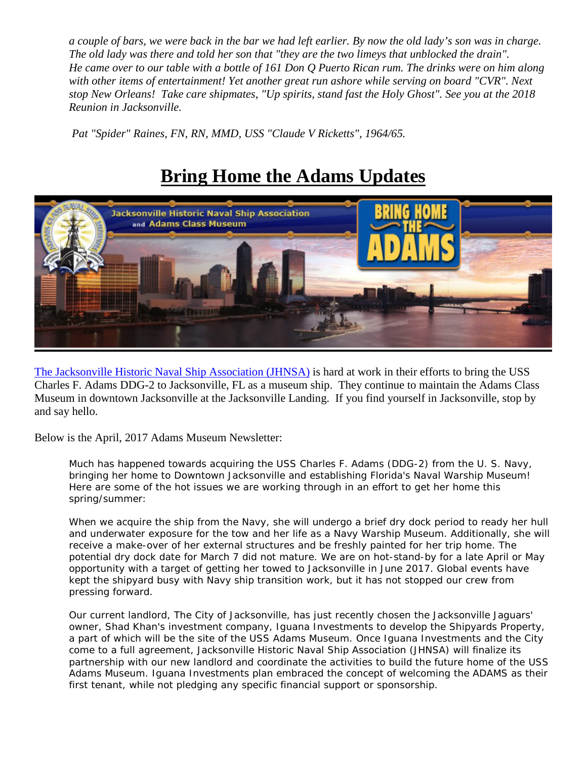*a couple of bars, we were back in the bar we had left earlier. By now the old lady's son was in charge. The old lady was there and told her son that "they are the two limeys that unblocked the drain". He came over to our table with a bottle of 161 Don Q Puerto Rican rum. The drinks were on him along with other items of entertainment! Yet another great run ashore while serving on board "CVR". Next stop New Orleans! Take care shipmates, "Up spirits, stand fast the Holy Ghost". See you at the 2018 Reunion in Jacksonville.*

*Pat "Spider" Raines, FN, RN, MMD, USS "Claude V Ricketts", 1964/65.*

# Bring Home the Adams Updates

The Jacksonville Historic Naval Ship Association (JHNSA) is hard at work in their efforts to bring the USS Charles F. Adams DDG-2 to Jacksonville, FL as a museum ship. They continue to maintain the Adams Class Museum in downtown Jacksonville at the Jacksonville Landing. If you find yourself in Jacksonville, stop by and say hello.

Below is the April, 2017 Adams Museum Newsletter:

> Much has happened towards acquiring the USS Charles F. Adams (DDG-2) from the U. S. Navy, bringing her home to Downtown Jacksonville and establishing Florida's Naval Warship Museum! Here are some of the hot issues we are working through in an effort to get her home this spring/summer:
>
> When we acquire the ship from the Navy, she will undergo a brief dry dock period to ready her hull and underwater exposure for the tow and her life as a Navy Warship Museum. Additionally, she will receive a make-over of her external structures and be freshly painted for her trip home. The potential dry dock date for March 7 did not mature. We are on hot-stand-by for a late April or May opportunity with a target of getting her towed to Jacksonville in June 2017. Global events have kept the shipyard busy with Navy ship transition work, but it has not stopped our crew from pressing forward.
>
> Our current landlord, The City of Jacksonville, has just recently chosen the Jacksonville Jaguars' owner, Shad Khan's investment company, Iguana Investments to develop the Shipyards Property, a part of which will be the site of the USS Adams Museum. Once Iguana Investments and the City come to a full agreement, Jacksonville Historic Naval Ship Association (JHNSA) will finalize its partnership with our new landlord and coordinate the activities to build the future home of the USS Adams Museum. Iguana Investments plan embraced the concept of welcoming the ADAMS as their first tenant, while not pledging any specific financial support or sponsorship.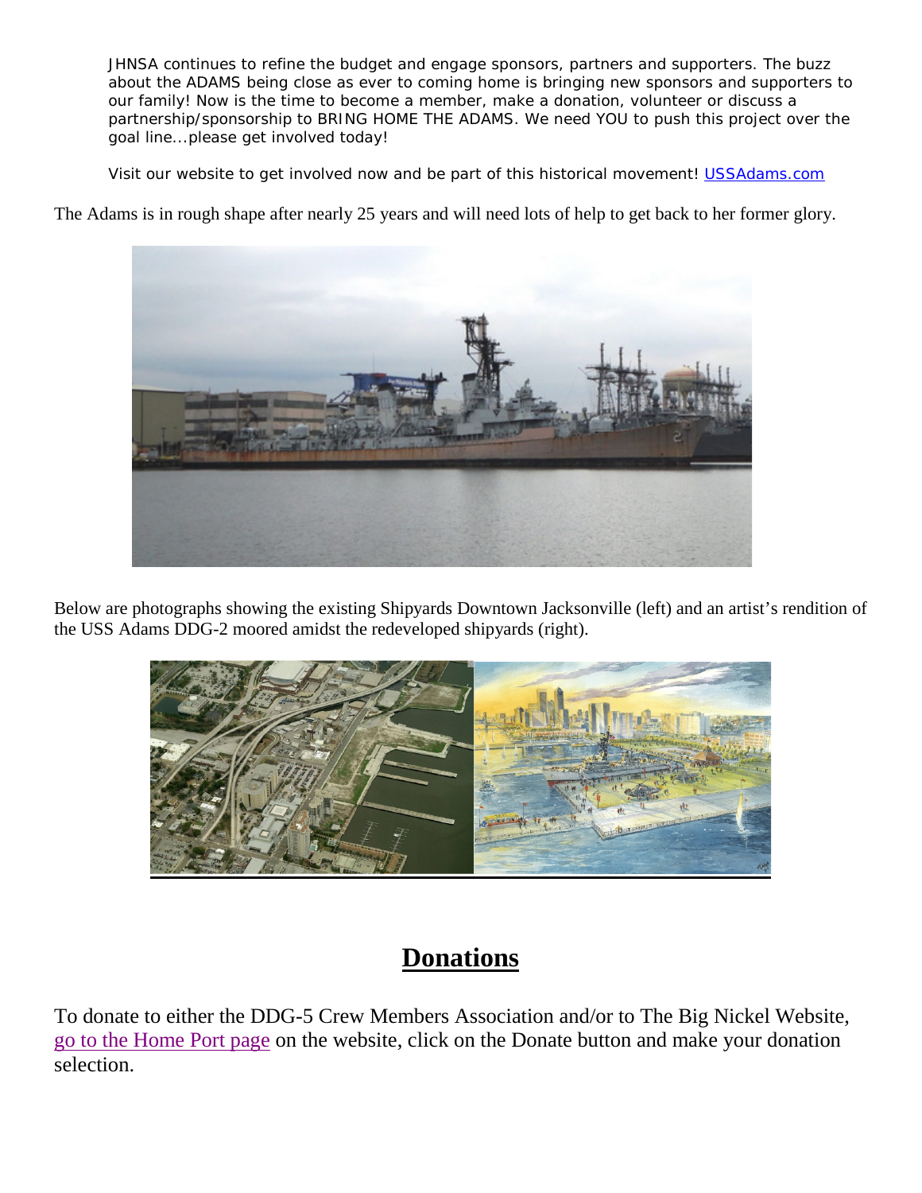JHNSA continues to refine the budget and engage sponsors, partners and supporters. The buzz about the ADAMS being close as ever to coming home is bringing new sponsors and supporters to our family! Now is the time to become a member, make a donation, volunteer or discuss a partnership/sponsorship to BRING HOME THE ADAMS. We need YOU to push this project over the goal line...please get involved today!

Visit our website to get involved now and be part of this historical movement! [USSAdams.com](USSAdams.com)

The Adams is in rough shape after nearly 25 years and will need lots of help to get back to her former glory.

Below are photographs showing the existing Shipyards Downtown Jacksonville (left) and an artist's rendition of the USS Adams DDG-2 moored amidst the redeveloped shipyards (right).

# Donations

To donate to either the DDG-5 Crew Members Association and/or to The Big Nickel Website, go to the Home Port page on the website, click on the Donate button and make your donation selection.